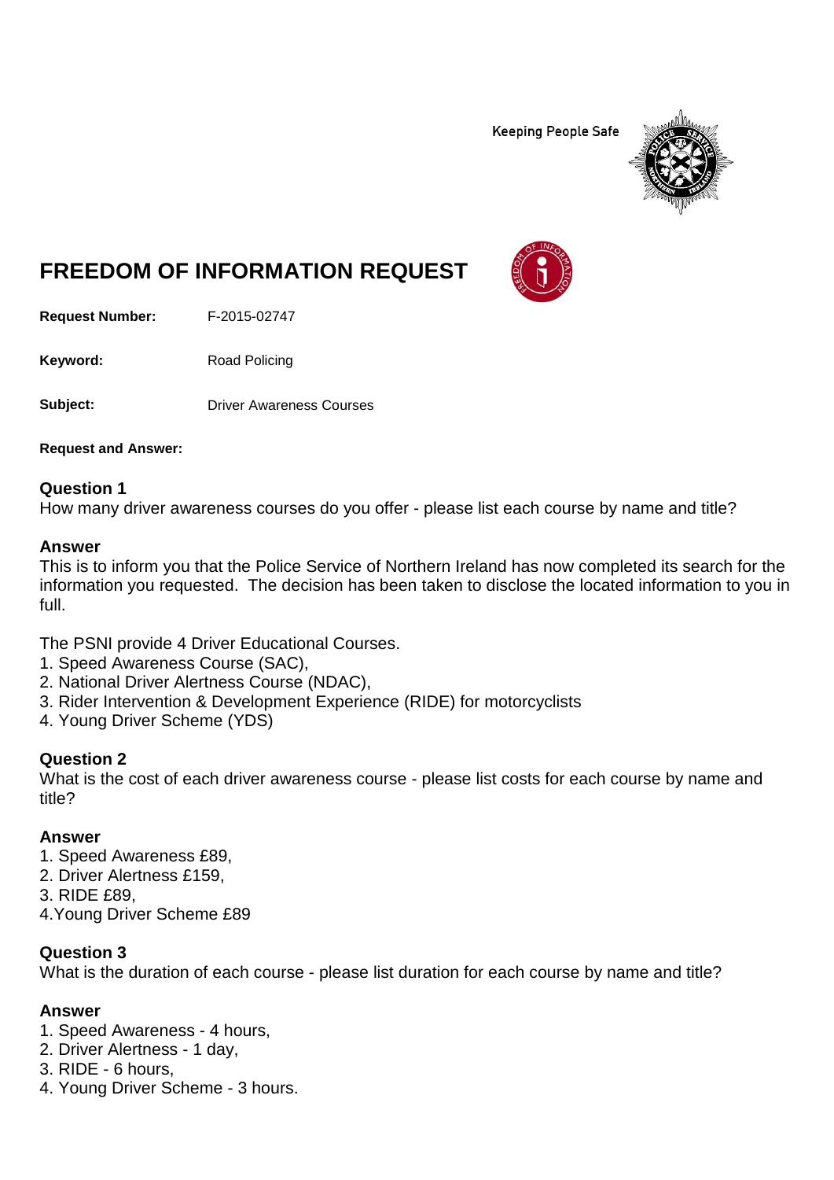Keeping People Safe

# FREEDOM OF INFORMATION REQUEST

**Request Number:** F-2015-02747

**Keyword:** Road Policing

**Subject:** Driver Awareness Courses

**Request and Answer:**

### Question 1
How many driver awareness courses do you offer - please list each course by name and title?

### Answer
This is to inform you that the Police Service of Northern Ireland has now completed its search for the information you requested. The decision has been taken to disclose the located information to you in full.

The PSNI provide 4 Driver Educational Courses.
1. Speed Awareness Course (SAC),
2. National Driver Alertness Course (NDAC),
3. Rider Intervention & Development Experience (RIDE) for motorcyclists
4. Young Driver Scheme (YDS)

### Question 2
What is the cost of each driver awareness course - please list costs for each course by name and title?

### Answer
1. Speed Awareness £89,
2. Driver Alertness £159,
3. RIDE £89,
4. Young Driver Scheme £89

### Question 3
What is the duration of each course - please list duration for each course by name and title?

### Answer
1. Speed Awareness - 4 hours,
2. Driver Alertness - 1 day,
3. RIDE - 6 hours,
4. Young Driver Scheme - 3 hours.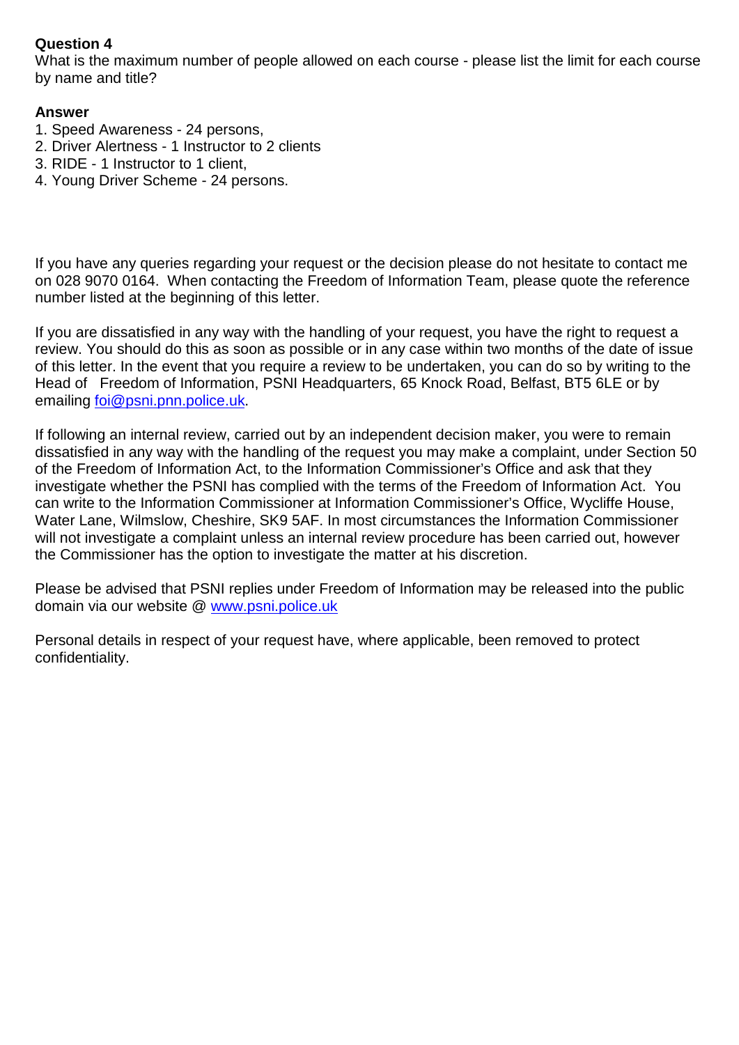**Question 4**
What is the maximum number of people allowed on each course - please list the limit for each course by name and title?

**Answer**

1. Speed Awareness - 24 persons,
2. Driver Alertness - 1 Instructor to 2 clients
3. RIDE - 1 Instructor to 1 client,
4. Young Driver Scheme - 24 persons.

If you have any queries regarding your request or the decision please do not hesitate to contact me on 028 9070 0164. When contacting the Freedom of Information Team, please quote the reference number listed at the beginning of this letter.

If you are dissatisfied in any way with the handling of your request, you have the right to request a review. You should do this as soon as possible or in any case within two months of the date of issue of this letter. In the event that you require a review to be undertaken, you can do so by writing to the Head of Freedom of Information, PSNI Headquarters, 65 Knock Road, Belfast, BT5 6LE or by emailing foi@psni.pnn.police.uk.

If following an internal review, carried out by an independent decision maker, you were to remain dissatisfied in any way with the handling of the request you may make a complaint, under Section 50 of the Freedom of Information Act, to the Information Commissioner's Office and ask that they investigate whether the PSNI has complied with the terms of the Freedom of Information Act. You can write to the Information Commissioner at Information Commissioner's Office, Wycliffe House, Water Lane, Wilmslow, Cheshire, SK9 5AF. In most circumstances the Information Commissioner will not investigate a complaint unless an internal review procedure has been carried out, however the Commissioner has the option to investigate the matter at his discretion.

Please be advised that PSNI replies under Freedom of Information may be released into the public domain via our website @ www.psni.police.uk

Personal details in respect of your request have, where applicable, been removed to protect confidentiality.